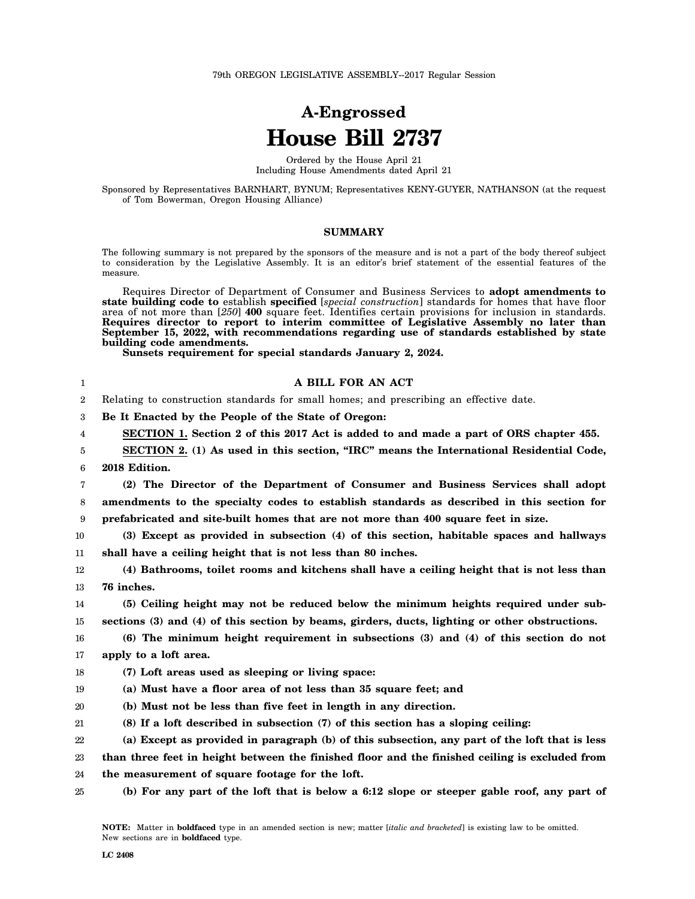79th OREGON LEGISLATIVE ASSEMBLY--2017 Regular Session

# A-Engrossed
# House Bill 2737

Ordered by the House April 21
Including House Amendments dated April 21

Sponsored by Representatives BARNHART, BYNUM; Representatives KENY-GUYER, NATHANSON (at the request of Tom Bowerman, Oregon Housing Alliance)

## SUMMARY

The following summary is not prepared by the sponsors of the measure and is not a part of the body thereof subject to consideration by the Legislative Assembly. It is an editor's brief statement of the essential features of the measure.

Requires Director of Department of Consumer and Business Services to **adopt amendments to state building code to** establish **specified** [*special construction*] standards for homes that have floor area of not more than [*250*] **400** square feet. Identifies certain provisions for inclusion in standards. **Requires director to report to interim committee of Legislative Assembly no later than September 15, 2022, with recommendations regarding use of standards established by state building code amendments.**

**Sunsets requirement for special standards January 2, 2024.**

## A BILL FOR AN ACT

Relating to construction standards for small homes; and prescribing an effective date.

**Be It Enacted by the People of the State of Oregon:**

**SECTION 1. Section 2 of this 2017 Act is added to and made a part of ORS chapter 455.**

**SECTION 2. (1) As used in this section, "IRC" means the International Residential Code, 2018 Edition.**

**(2) The Director of the Department of Consumer and Business Services shall adopt amendments to the specialty codes to establish standards as described in this section for prefabricated and site-built homes that are not more than 400 square feet in size.**

**(3) Except as provided in subsection (4) of this section, habitable spaces and hallways shall have a ceiling height that is not less than 80 inches.**

**(4) Bathrooms, toilet rooms and kitchens shall have a ceiling height that is not less than 76 inches.**

**(5) Ceiling height may not be reduced below the minimum heights required under subsections (3) and (4) of this section by beams, girders, ducts, lighting or other obstructions.**

**(6) The minimum height requirement in subsections (3) and (4) of this section do not apply to a loft area.**

**(7) Loft areas used as sleeping or living space:**

**(a) Must have a floor area of not less than 35 square feet; and**

**(b) Must not be less than five feet in length in any direction.**

**(8) If a loft described in subsection (7) of this section has a sloping ceiling:**

**(a) Except as provided in paragraph (b) of this subsection, any part of the loft that is less than three feet in height between the finished floor and the finished ceiling is excluded from the measurement of square footage for the loft.**

**(b) For any part of the loft that is below a 6:12 slope or steeper gable roof, any part of**

**NOTE:** Matter in **boldfaced** type in an amended section is new; matter [*italic and bracketed*] is existing law to be omitted. New sections are in **boldfaced** type.

LC 2408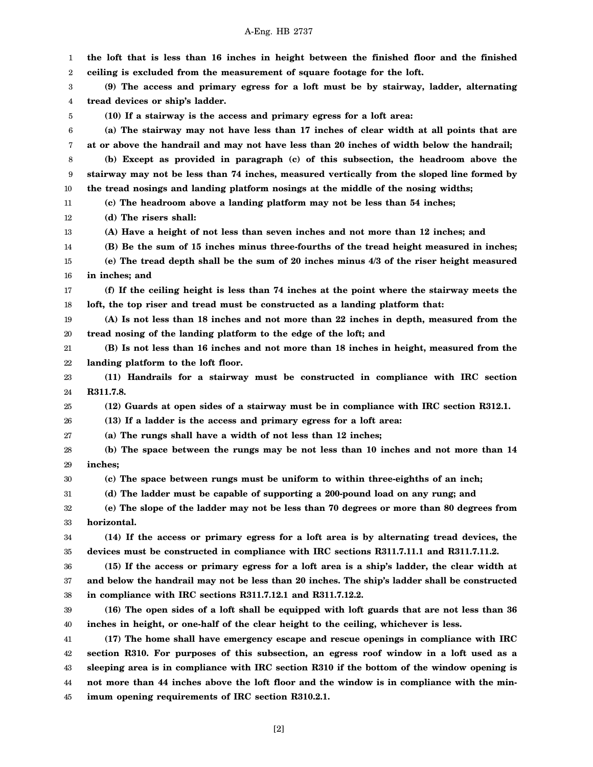**the loft that is less than 16 inches in height between the finished floor and the finished ceiling is excluded from the measurement of square footage for the loft.**

**(9) The access and primary egress for a loft must be by stairway, ladder, alternating tread devices or ship's ladder.**

**(10) If a stairway is the access and primary egress for a loft area:**

**(a) The stairway may not have less than 17 inches of clear width at all points that are at or above the handrail and may not have less than 20 inches of width below the handrail;**

**(b) Except as provided in paragraph (c) of this subsection, the headroom above the stairway may not be less than 74 inches, measured vertically from the sloped line formed by the tread nosings and landing platform nosings at the middle of the nosing widths;**

**(c) The headroom above a landing platform may not be less than 54 inches;**

**(d) The risers shall:**

**(A) Have a height of not less than seven inches and not more than 12 inches; and**

**(B) Be the sum of 15 inches minus three-fourths of the tread height measured in inches;**

**(e) The tread depth shall be the sum of 20 inches minus 4/3 of the riser height measured in inches; and**

**(f) If the ceiling height is less than 74 inches at the point where the stairway meets the loft, the top riser and tread must be constructed as a landing platform that:**

**(A) Is not less than 18 inches and not more than 22 inches in depth, measured from the tread nosing of the landing platform to the edge of the loft; and**

**(B) Is not less than 16 inches and not more than 18 inches in height, measured from the landing platform to the loft floor.**

**(11) Handrails for a stairway must be constructed in compliance with IRC section R311.7.8.**

**(12) Guards at open sides of a stairway must be in compliance with IRC section R312.1.**

**(13) If a ladder is the access and primary egress for a loft area:**

**(a) The rungs shall have a width of not less than 12 inches;**

**(b) The space between the rungs may be not less than 10 inches and not more than 14 inches;**

**(c) The space between rungs must be uniform to within three-eighths of an inch;**

**(d) The ladder must be capable of supporting a 200-pound load on any rung; and**

**(e) The slope of the ladder may not be less than 70 degrees or more than 80 degrees from horizontal.**

**(14) If the access or primary egress for a loft area is by alternating tread devices, the devices must be constructed in compliance with IRC sections R311.7.11.1 and R311.7.11.2.**

**(15) If the access or primary egress for a loft area is a ship's ladder, the clear width at and below the handrail may not be less than 20 inches. The ship's ladder shall be constructed in compliance with IRC sections R311.7.12.1 and R311.7.12.2.**

**(16) The open sides of a loft shall be equipped with loft guards that are not less than 36 inches in height, or one-half of the clear height to the ceiling, whichever is less.**

**(17) The home shall have emergency escape and rescue openings in compliance with IRC section R310. For purposes of this subsection, an egress roof window in a loft used as a sleeping area is in compliance with IRC section R310 if the bottom of the window opening is not more than 44 inches above the loft floor and the window is in compliance with the minimum opening requirements of IRC section R310.2.1.**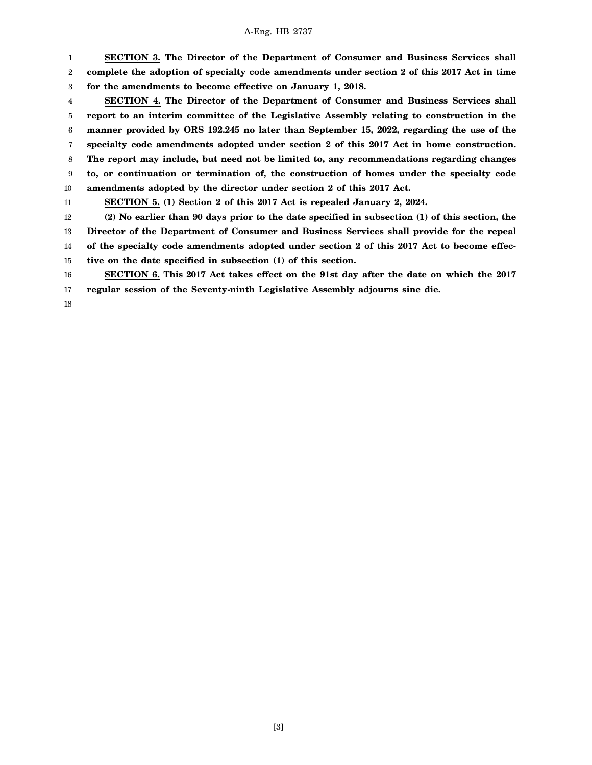**SECTION 3. The Director of the Department of Consumer and Business Services shall complete the adoption of specialty code amendments under section 2 of this 2017 Act in time for the amendments to become effective on January 1, 2018.**

**SECTION 4. The Director of the Department of Consumer and Business Services shall report to an interim committee of the Legislative Assembly relating to construction in the manner provided by ORS 192.245 no later than September 15, 2022, regarding the use of the specialty code amendments adopted under section 2 of this 2017 Act in home construction. The report may include, but need not be limited to, any recommendations regarding changes to, or continuation or termination of, the construction of homes under the specialty code amendments adopted by the director under section 2 of this 2017 Act.**

**SECTION 5. (1) Section 2 of this 2017 Act is repealed January 2, 2024.**

**(2) No earlier than 90 days prior to the date specified in subsection (1) of this section, the Director of the Department of Consumer and Business Services shall provide for the repeal of the specialty code amendments adopted under section 2 of this 2017 Act to become effective on the date specified in subsection (1) of this section.**

**SECTION 6. This 2017 Act takes effect on the 91st day after the date on which the 2017 regular session of the Seventy-ninth Legislative Assembly adjourns sine die.**